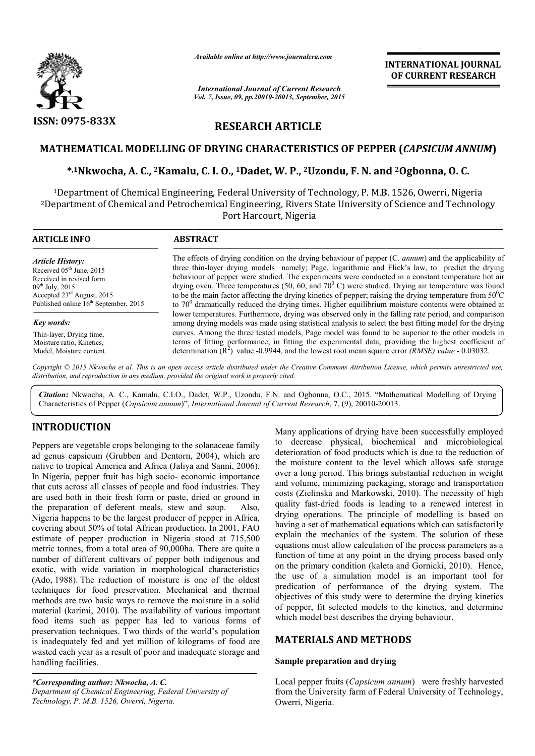*Available online at http://www.journalcra.com*

*International Journal of Current Research*
*Vol. 7, Issue, 09, pp.20010-20013, September, 2015*

**INTERNATIONAL JOURNAL OF CURRENT RESEARCH**

ISSN: 0975-833X

# RESEARCH ARTICLE

## MATHEMATICAL MODELLING OF DRYING CHARACTERISTICS OF PEPPER (*CAPSICUM ANNUM*)

**\*,[1]Nkwocha, A. C., [2]Kamalu, C. I. O., [1]Dadet, W. P., [2]Uzondu, F. N. and [2]Ogbonna, O. C.**

[1]Department of Chemical Engineering, Federal University of Technology, P. M.B. 1526, Owerri, Nigeria
[2]Department of Chemical and Petrochemical Engineering, Rivers State University of Science and Technology Port Harcourt, Nigeria

**ARTICLE INFO**

*Article History:*
Received 05th June, 2015
Received in revised form 09th July, 2015
Accepted 23rd August, 2015
Published online 16th September, 2015

*Key words:*
Thin-layer, Drying time, Moisture ratio, Kinetics, Model, Moisture content.

**ABSTRACT**

The effects of drying condition on the drying behaviour of pepper (C. *annum*) and the applicability of three thin-layer drying models namely; Page, logarithmic and Flick's law, to predict the drying behaviour of pepper were studied. The experiments were conducted in a constant temperature hot air drying oven. Three temperatures (50, 60, and $70^0$ C) were studied. Drying air temperature was found to be the main factor affecting the drying kinetics of pepper; raising the drying temperature from $50^0$C to $70^0$ dramatically reduced the drying times. Higher equilibrium moisture contents were obtained at lower temperatures. Furthermore, drying was observed only in the falling rate period, and comparison among drying models was made using statistical analysis to select the best fitting model for the drying curves. Among the three tested models, Page model was found to be superior to the other models in terms of fitting performance, in fitting the experimental data, providing the highest coefficient of determination ($R^2$) value -0.9944, and the lowest root mean square error *(RMSE) value* - 0.03032.

*Copyright © 2015 Nkwocha et al. This is an open access article distributed under the Creative Commons Attribution License, which permits unrestricted use, distribution, and reproduction in any medium, provided the original work is properly cited.*

**Citation**: Nkwocha, A. C., Kamalu, C.I.O., Dadet, W.P., Uzondu, F.N. and Ogbonna, O.C., 2015. "Mathematical Modelling of Drying Characteristics of Pepper (*Capsicum annum*)", *International Journal of Current Research*, 7, (9), 20010-20013.

## INTRODUCTION

Peppers are vegetable crops belonging to the solanaceae family ad genus capsicum (Grubben and Dentorn, 2004), which are native to tropical America and Africa (Jaliya and Sanni, 2006). In Nigeria, pepper fruit has high socio- economic importance that cuts across all classes of people and food industries. They are used both in their fresh form or paste, dried or ground in the preparation of deferent meals, stew and soup. Also, Nigeria happens to be the largest producer of pepper in Africa, covering about 50% of total African production. In 2001, FAO estimate of pepper production in Nigeria stood at 715,500 metric tonnes, from a total area of 90,000ha. There are quite a number of different cultivars of pepper both indigenous and exotic, with wide variation in morphological characteristics (Ado, 1988). The reduction of moisture is one of the oldest techniques for food preservation. Mechanical and thermal methods are two basic ways to remove the moisture in a solid material (karimi, 2010). The availability of various important food items such as pepper has led to various forms of preservation techniques. Two thirds of the world's population is inadequately fed and yet million of kilograms of food are wasted each year as a result of poor and inadequate storage and handling facilities.

Many applications of drying have been successfully employed to decrease physical, biochemical and microbiological deterioration of food products which is due to the reduction of the moisture content to the level which allows safe storage over a long period. This brings substantial reduction in weight and volume, minimizing packaging, storage and transportation costs (Zielinska and Markowski, 2010). The necessity of high quality fast-dried foods is leading to a renewed interest in drying operations. The principle of modelling is based on having a set of mathematical equations which can satisfactorily explain the mechanics of the system. The solution of these equations must allow calculation of the process parameters as a function of time at any point in the drying process based only on the primary condition (kaleta and Gornicki, 2010). Hence, the use of a simulation model is an important tool for predication of performance of the drying system. The objectives of this study were to determine the drying kinetics of pepper, fit selected models to the kinetics, and determine which model best describes the drying behaviour.

## MATERIALS AND METHODS

### Sample preparation and drying

Local pepper fruits (*Capsicum annum*) were freshly harvested from the University farm of Federal University of Technology, Owerri, Nigeria.

*\*Corresponding author: Nkwocha, A. C.*
*Department of Chemical Engineering, Federal University of Technology, P. M.B. 1526, Owerri, Nigeria.*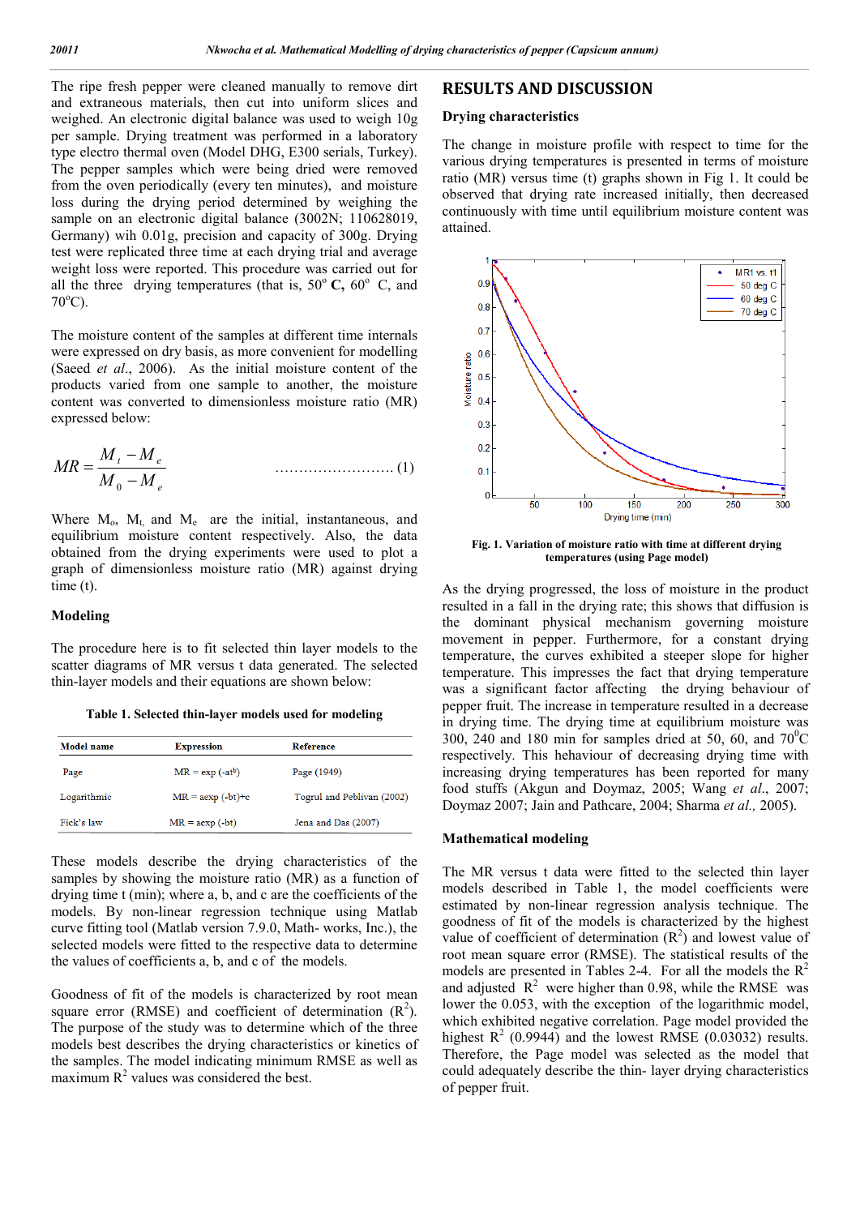The ripe fresh pepper were cleaned manually to remove dirt and extraneous materials, then cut into uniform slices and weighed. An electronic digital balance was used to weigh 10g per sample. Drying treatment was performed in a laboratory type electro thermal oven (Model DHG, E300 serials, Turkey). The pepper samples which were being dried were removed from the oven periodically (every ten minutes), and moisture loss during the drying period determined by weighing the sample on an electronic digital balance (3002N; 110628019, Germany) wih 0.01g, precision and capacity of 300g. Drying test were replicated three time at each drying trial and average weight loss were reported. This procedure was carried out for all the three drying temperatures (that is, 50$^o$ **C,** 60$^o$ C, and 70$^o$C).

The moisture content of the samples at different time internals were expressed on dry basis, as more convenient for modelling (Saeed *et al*., 2006). As the initial moisture content of the products varied from one sample to another, the moisture content was converted to dimensionless moisture ratio (MR) expressed below:

$$MR = \frac{M_t - M_e}{M_0 - M_e} \qquad \text{……………………. (1)}$$

Where $M_o$, $M_t$, and $M_e$ are the initial, instantaneous, and equilibrium moisture content respectively. Also, the data obtained from the drying experiments were used to plot a graph of dimensionless moisture ratio (MR) against drying time (t).

### Modeling

The procedure here is to fit selected thin layer models to the scatter diagrams of MR versus t data generated. The selected thin-layer models and their equations are shown below:

**Table 1. Selected thin-layer models used for modeling**

| Model name | Expression | Reference |
|---|---|---|
| Page | MR = exp (-at$^b$) | Page (1949) |
| Logarithmic | MR = aexp (-bt)+c | Togrul and Peblivan (2002) |
| Fick's law | MR = aexp (-bt) | Jena and Das (2007) |

These models describe the drying characteristics of the samples by showing the moisture ratio (MR) as a function of drying time t (min); where a, b, and c are the coefficients of the models. By non-linear regression technique using Matlab curve fitting tool (Matlab version 7.9.0, Math- works, Inc.), the selected models were fitted to the respective data to determine the values of coefficients a, b, and c of the models.

Goodness of fit of the models is characterized by root mean square error (RMSE) and coefficient of determination ($R^2$). The purpose of the study was to determine which of the three models best describes the drying characteristics or kinetics of the samples. The model indicating minimum RMSE as well as maximum $R^2$ values was considered the best.

## RESULTS AND DISCUSSION

### Drying characteristics

The change in moisture profile with respect to time for the various drying temperatures is presented in terms of moisture ratio (MR) versus time (t) graphs shown in Fig 1. It could be observed that drying rate increased initially, then decreased continuously with time until equilibrium moisture content was attained.

**Fig. 1. Variation of moisture ratio with time at different drying temperatures (using Page model)**

As the drying progressed, the loss of moisture in the product resulted in a fall in the drying rate; this shows that diffusion is the dominant physical mechanism governing moisture movement in pepper. Furthermore, for a constant drying temperature, the curves exhibited a steeper slope for higher temperature. This impresses the fact that drying temperature was a significant factor affecting the drying behaviour of pepper fruit. The increase in temperature resulted in a decrease in drying time. The drying time at equilibrium moisture was 300, 240 and 180 min for samples dried at 50, 60, and 70$^0$C respectively. This behaviour of decreasing drying time with increasing drying temperatures has been reported for many food stuffs (Akgun and Doymaz, 2005; Wang *et al*., 2007; Doymaz 2007; Jain and Pathcare, 2004; Sharma *et al.,* 2005).

### Mathematical modeling

The MR versus t data were fitted to the selected thin layer models described in Table 1, the model coefficients were estimated by non-linear regression analysis technique. The goodness of fit of the models is characterized by the highest value of coefficient of determination ($R^2$) and lowest value of root mean square error (RMSE). The statistical results of the models are presented in Tables 2-4. For all the models the $R^2$ and adjusted $R^2$ were higher than 0.98, while the RMSE was lower the 0.053, with the exception of the logarithmic model, which exhibited negative correlation. Page model provided the highest $R^2$ (0.9944) and the lowest RMSE (0.03032) results. Therefore, the Page model was selected as the model that could adequately describe the thin- layer drying characteristics of pepper fruit.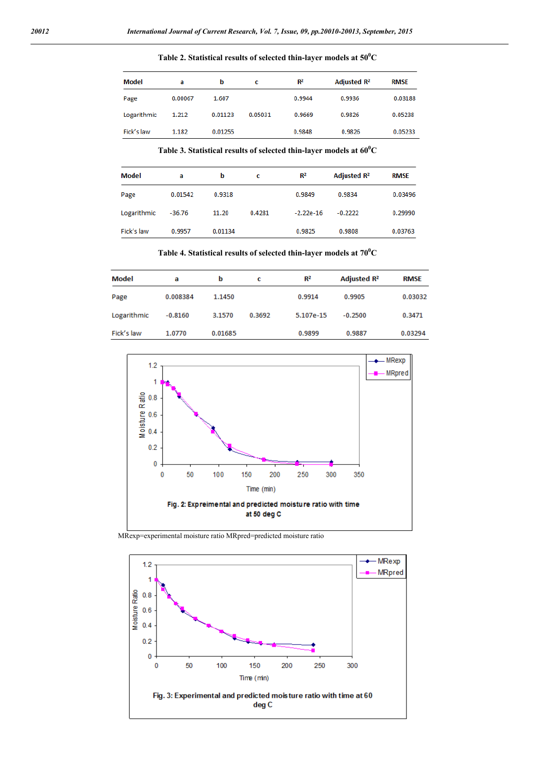**Table 2. Statistical results of selected thin-layer models at 50°C**

| Model | a | b | c | $R^2$ | Adjusted $R^2$ | RMSE |
|---|---|---|---|---|---|---|
| Page | 0.00067 | 1.607 | | 0.9944 | 0.9936 | 0.03188 |
| Logarithmic | 1.212 | 0.01123 | 0.05031 | 0.9669 | 0.9826 | 0.05238 |
| Fick's law | 1.182 | 0.01255 | | 0.9848 | 0.9826 | 0.05233 |

**Table 3. Statistical results of selected thin-layer models at 60°C**

| Model | a | b | c | $R^2$ | Adjusted $R^2$ | RMSE |
|---|---|---|---|---|---|---|
| Page | 0.01542 | 0.9318 | | 0.9849 | 0.9834 | 0.03496 |
| Logarithmic | -36.76 | 11.20 | 0.4281 | -2.22e-16 | -0.2222 | 0.29990 |
| Fick's law | 0.9957 | 0.01134 | | 0.9825 | 0.9808 | 0.03763 |

**Table 4. Statistical results of selected thin-layer models at 70°C**

| Model | a | b | c | $R^2$ | Adjusted $R^2$ | RMSE |
|---|---|---|---|---|---|---|
| Page | 0.008384 | 1.1450 | | 0.9914 | 0.9905 | 0.03032 |
| Logarithmic | -0.8160 | 3.1570 | 0.3692 | 5.107e-15 | -0.2500 | 0.3471 |
| Fick's law | 1.0770 | 0.01685 | | 0.9899 | 0.9887 | 0.03294 |

Fig. 2: Expreimental and predicted moisture ratio with time at 50 deg C

MRexp=experimental moisture ratio MRpred=predicted moisture ratio

Fig. 3: Experimental and predicted moisture ratio with time at 60 deg C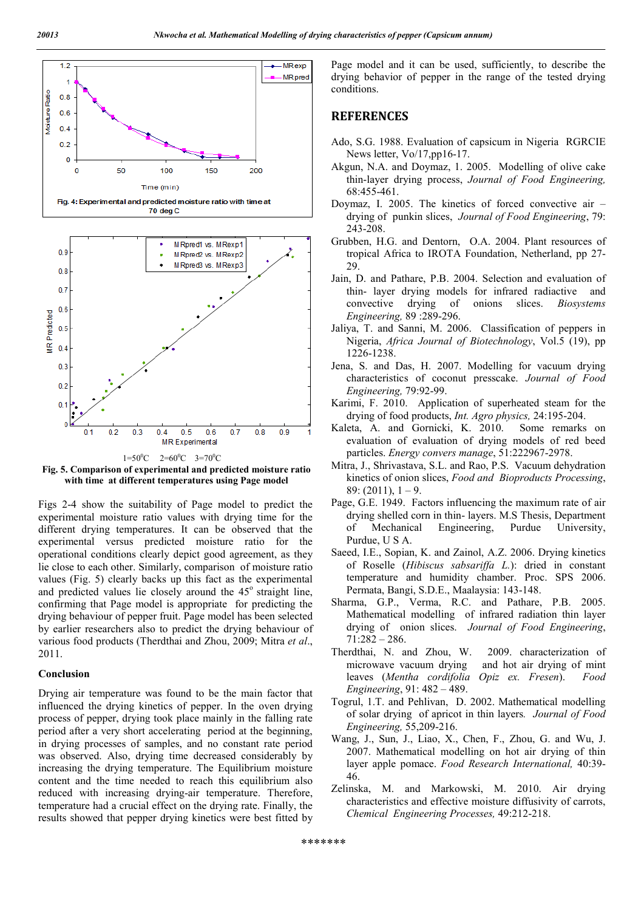1.2

1

0.8

0.6

0.4

0.2

0

0 50 100 150 200

Time (min)

Moisture Ratio

MRexp

MRpred

Fig. 4: Experimental and predicted moisture ratio with time at 70 deg C

MR Predicted

MR Experimental

0.1 0.2 0.3 0.4 0.5 0.6 0.7 0.8 0.9 1

0 0.1 0.2 0.3 0.4 0.5 0.6 0.7 0.8 0.9

MRpred1 vs. MRexp1

MRpred2 vs. MRexp2

MRpred3 vs. MRexp3

1=50$^0$C 2=60$^0$C 3=70$^0$C

**Fig. 5. Comparison of experimental and predicted moisture ratio with time at different temperatures using Page model**

Figs 2-4 show the suitability of Page model to predict the experimental moisture ratio values with drying time for the different drying temperatures. It can be observed that the experimental versus predicted moisture ratio for the operational conditions clearly depict good agreement, as they lie close to each other. Similarly, comparison of moisture ratio values (Fig. 5) clearly backs up this fact as the experimental and predicted values lie closely around the 45$^o$ straight line, confirming that Page model is appropriate for predicting the drying behaviour of pepper fruit. Page model has been selected by earlier researchers also to predict the drying behaviour of various food products (Therdthai and Zhou, 2009; Mitra *et al*., 2011.

### Conclusion

Drying air temperature was found to be the main factor that influenced the drying kinetics of pepper. In the oven drying process of pepper, drying took place mainly in the falling rate period after a very short accelerating period at the beginning, in drying processes of samples, and no constant rate period was observed. Also, drying time decreased considerably by increasing the drying temperature. The Equilibrium moisture content and the time needed to reach this equilibrium also reduced with increasing drying-air temperature. Therefore, temperature had a crucial effect on the drying rate. Finally, the results showed that pepper drying kinetics were best fitted by Page model and it can be used, sufficiently, to describe the drying behavior of pepper in the range of the tested drying conditions.

## REFERENCES

Ado, S.G. 1988. Evaluation of capsicum in Nigeria RGRCIE News letter, Vo/17,pp16-17.

Akgun, N.A. and Doymaz, 1. 2005. Modelling of olive cake thin-layer drying process, *Journal of Food Engineering,* 68:455-461.

Doymaz, I. 2005. The kinetics of forced convective air – drying of punkin slices, *Journal of Food Engineering*, 79: 243-208.

Grubben, H.G. and Dentorn, O.A. 2004. Plant resources of tropical Africa to IROTA Foundation, Netherland, pp 27-29.

Jain, D. and Pathare, P.B. 2004. Selection and evaluation of thin- layer drying models for infrared radiactive and convective drying of onions slices. *Biosystems Engineering,* 89 :289-296.

Jaliya, T. and Sanni, M. 2006. Classification of peppers in Nigeria, *Africa Journal of Biotechnology*, Vol.5 (19), pp 1226-1238.

Jena, S. and Das, H. 2007. Modelling for vacuum drying characteristics of coconut presscake. *Journal of Food Engineering,* 79:92-99.

Karimi, F. 2010. Application of superheated steam for the drying of food products, *Int. Agro physics,* 24:195-204.

Kaleta, A. and Gornicki, K. 2010. Some remarks on evaluation of evaluation of drying models of red beed particles. *Energy convers manage*, 51:222967-2978.

Mitra, J., Shrivastava, S.L. and Rao, P.S. Vacuum dehydration kinetics of onion slices, *Food and Bioproducts Processing*, 89: (2011), 1 – 9.

Page, G.E. 1949. Factors influencing the maximum rate of air drying shelled corn in thin- layers. M.S Thesis, Department of Mechanical Engineering, Purdue University, Purdue, U S A.

Saeed, I.E., Sopian, K. and Zainol, A.Z. 2006. Drying kinetics of Roselle (*Hibiscus sabsariffa L.*): dried in constant temperature and humidity chamber. Proc. SPS 2006. Permata, Bangi, S.D.E., Maalaysia: 143-148.

Sharma, G.P., Verma, R.C. and Pathare, P.B. 2005. Mathematical modelling of infrared radiation thin layer drying of onion slices. *Journal of Food Engineering*, 71:282 – 286.

Therdthai, N. and Zhou, W. 2009. characterization of microwave vacuum drying and hot air drying of mint leaves (*Mentha cordifolia Opiz ex. Fresen*). *Food Engineering*, 91: 482 – 489.

Togrul, 1.T. and Pehlivan, D. 2002. Mathematical modelling of solar drying of apricot in thin layers*. Journal of Food Engineering,* 55,209-216.

Wang, J., Sun, J., Liao, X., Chen, F., Zhou, G. and Wu, J. 2007. Mathematical modelling on hot air drying of thin layer apple pomace. *Food Research International,* 40:39-46.

Zelinska, M. and Markowski, M. 2010. Air drying characteristics and effective moisture diffusivity of carrots, *Chemical Engineering Processes,* 49:212-218.

\*\*\*\*\*\*\*